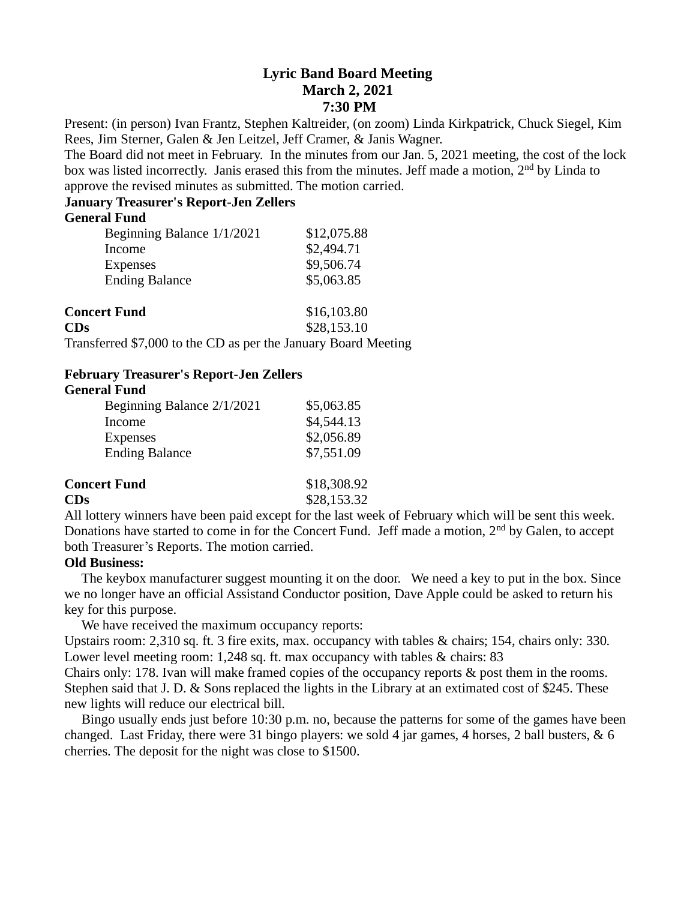# Lyric Band Board Meeting
## March 2, 2021
## 7:30 PM

Present: (in person) Ivan Frantz, Stephen Kaltreider, (on zoom) Linda Kirkpatrick, Chuck Siegel, Kim Rees, Jim Sterner, Galen & Jen Leitzel, Jeff Cramer, & Janis Wagner.

The Board did not meet in February. In the minutes from our Jan. 5, 2021 meeting, the cost of the lock box was listed incorrectly. Janis erased this from the minutes. Jeff made a motion, 2nd by Linda to approve the revised minutes as submitted. The motion carried.

**January Treasurer's Report-Jen Zellers**

**General Fund**

| | |
|---|---|
| Beginning Balance 1/1/2021 | $12,075.88 |
| Income | $2,494.71 |
| Expenses | $9,506.74 |
| Ending Balance | $5,063.85 |

| | |
|---|---|
| **Concert Fund** | $16,103.80 |
| **CDs** | $28,153.10 |

Transferred $7,000 to the CD as per the January Board Meeting

**February Treasurer's Report-Jen Zellers**

**General Fund**

| | |
|---|---|
| Beginning Balance 2/1/2021 | $5,063.85 |
| Income | $4,544.13 |
| Expenses | $2,056.89 |
| Ending Balance | $7,551.09 |

| | |
|---|---|
| **Concert Fund** | $18,308.92 |
| **CDs** | $28,153.32 |

All lottery winners have been paid except for the last week of February which will be sent this week. Donations have started to come in for the Concert Fund. Jeff made a motion, 2nd by Galen, to accept both Treasurer's Reports. The motion carried.

**Old Business:**

The keybox manufacturer suggest mounting it on the door. We need a key to put in the box. Since we no longer have an official Assistand Conductor position, Dave Apple could be asked to return his key for this purpose.

We have received the maximum occupancy reports:

Upstairs room: 2,310 sq. ft. 3 fire exits, max. occupancy with tables & chairs; 154, chairs only: 330.
Lower level meeting room: 1,248 sq. ft. max occupancy with tables & chairs: 83
Chairs only: 178. Ivan will make framed copies of the occupancy reports & post them in the rooms.
Stephen said that J. D. & Sons replaced the lights in the Library at an extimated cost of $245. These new lights will reduce our electrical bill.

Bingo usually ends just before 10:30 p.m. no, because the patterns for some of the games have been changed. Last Friday, there were 31 bingo players: we sold 4 jar games, 4 horses, 2 ball busters, & 6 cherries. The deposit for the night was close to $1500.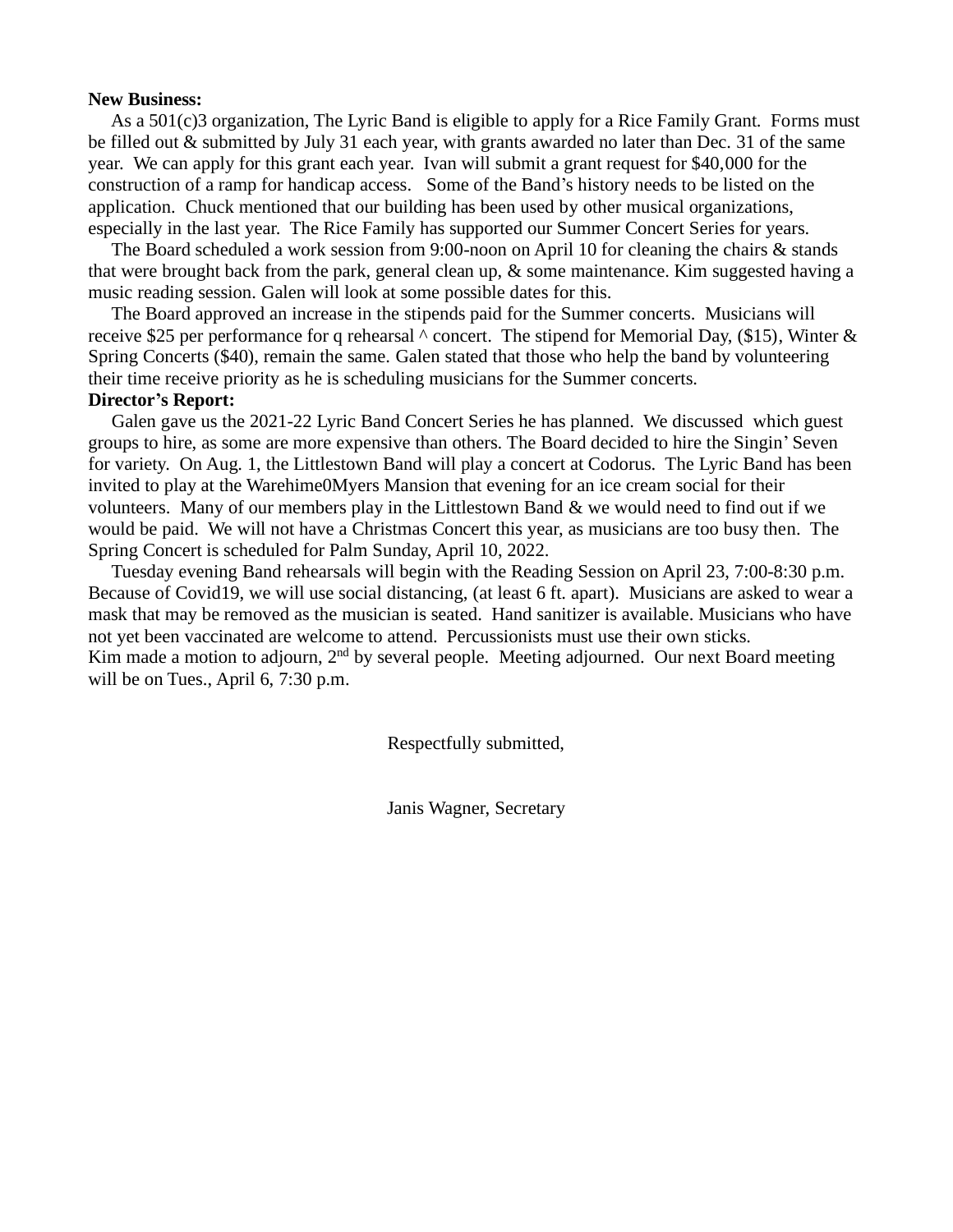**New Business:**

As a 501(c)3 organization, The Lyric Band is eligible to apply for a Rice Family Grant. Forms must be filled out & submitted by July 31 each year, with grants awarded no later than Dec. 31 of the same year. We can apply for this grant each year. Ivan will submit a grant request for $40,000 for the construction of a ramp for handicap access. Some of the Band's history needs to be listed on the application. Chuck mentioned that our building has been used by other musical organizations, especially in the last year. The Rice Family has supported our Summer Concert Series for years.

The Board scheduled a work session from 9:00-noon on April 10 for cleaning the chairs & stands that were brought back from the park, general clean up, & some maintenance. Kim suggested having a music reading session. Galen will look at some possible dates for this.

The Board approved an increase in the stipends paid for the Summer concerts. Musicians will receive $25 per performance for q rehearsal ^ concert. The stipend for Memorial Day, ($15), Winter & Spring Concerts ($40), remain the same. Galen stated that those who help the band by volunteering their time receive priority as he is scheduling musicians for the Summer concerts.

**Director's Report:**

Galen gave us the 2021-22 Lyric Band Concert Series he has planned. We discussed which guest groups to hire, as some are more expensive than others. The Board decided to hire the Singin' Seven for variety. On Aug. 1, the Littlestown Band will play a concert at Codorus. The Lyric Band has been invited to play at the Warehime0Myers Mansion that evening for an ice cream social for their volunteers. Many of our members play in the Littlestown Band & we would need to find out if we would be paid. We will not have a Christmas Concert this year, as musicians are too busy then. The Spring Concert is scheduled for Palm Sunday, April 10, 2022.

Tuesday evening Band rehearsals will begin with the Reading Session on April 23, 7:00-8:30 p.m. Because of Covid19, we will use social distancing, (at least 6 ft. apart). Musicians are asked to wear a mask that may be removed as the musician is seated. Hand sanitizer is available. Musicians who have not yet been vaccinated are welcome to attend. Percussionists must use their own sticks.
Kim made a motion to adjourn, 2nd by several people. Meeting adjourned. Our next Board meeting will be on Tues., April 6, 7:30 p.m.

Respectfully submitted,

Janis Wagner, Secretary